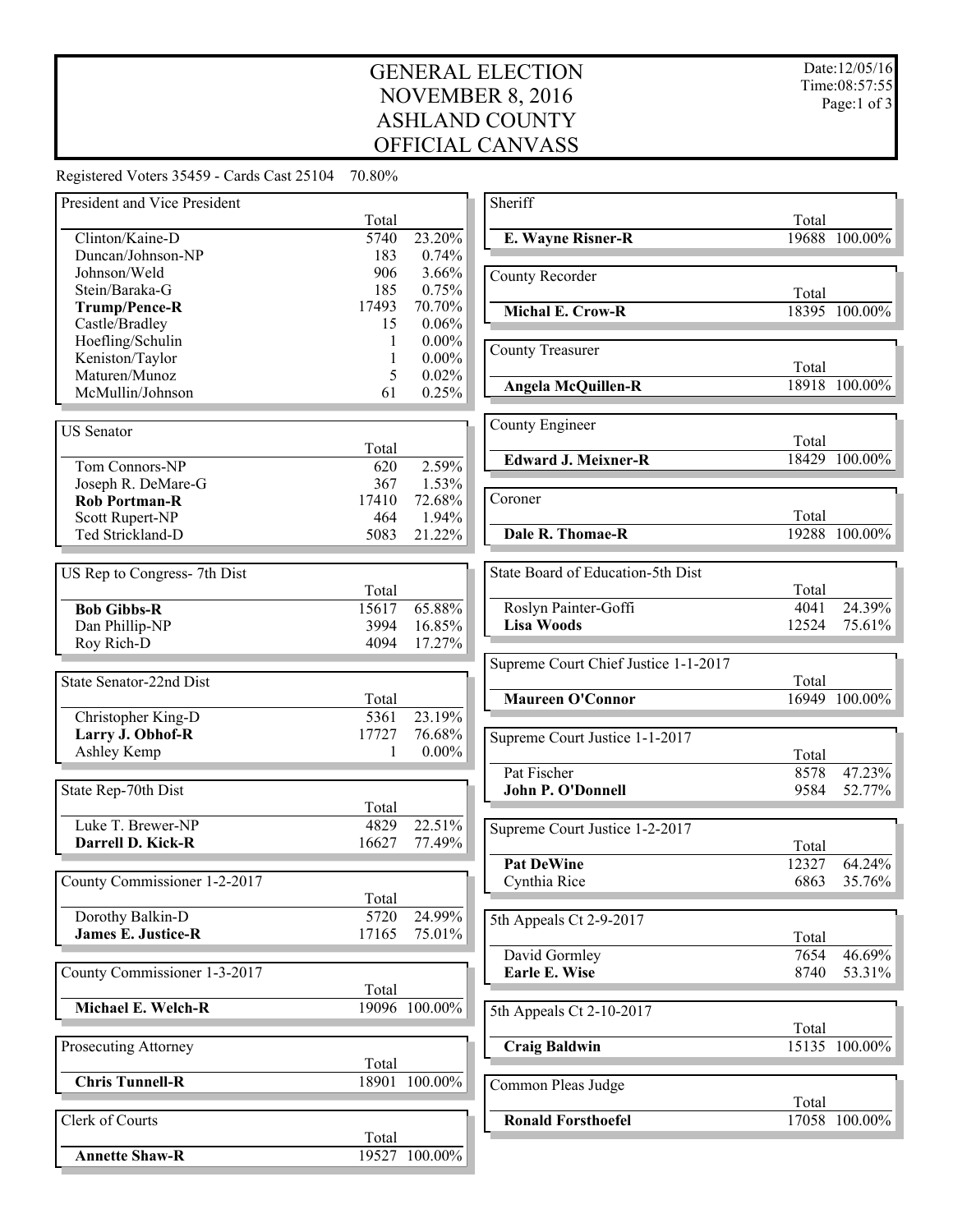# GENERAL ELECTION
# NOVEMBER 8, 2016
# ASHLAND COUNTY
# OFFICIAL CANVASS

Date:12/05/16
Time:08:57:55

Registered Voters 35459 - Cards Cast 25104 70.80%

| President and Vice President | Total | |
|---|---|---|
| Clinton/Kaine-D | 5740 | 23.20% |
| Duncan/Johnson-NP | 183 | 0.74% |
| Johnson/Weld | 906 | 3.66% |
| Stein/Baraka-G | 185 | 0.75% |
| **Trump/Pence-R** | 17493 | 70.70% |
| Castle/Bradley | 15 | 0.06% |
| Hoefling/Schulin | 1 | 0.00% |
| Keniston/Taylor | 1 | 0.00% |
| Maturen/Munoz | 5 | 0.02% |
| McMullin/Johnson | 61 | 0.25% |

| US Senator | Total | |
|---|---|---|
| Tom Connors-NP | 620 | 2.59% |
| Joseph R. DeMare-G | 367 | 1.53% |
| **Rob Portman-R** | 17410 | 72.68% |
| Scott Rupert-NP | 464 | 1.94% |
| Ted Strickland-D | 5083 | 21.22% |

| US Rep to Congress- 7th Dist | Total | |
|---|---|---|
| **Bob Gibbs-R** | 15617 | 65.88% |
| Dan Phillip-NP | 3994 | 16.85% |
| Roy Rich-D | 4094 | 17.27% |

| State Senator-22nd Dist | Total | |
|---|---|---|
| Christopher King-D | 5361 | 23.19% |
| **Larry J. Obhof-R** | 17727 | 76.68% |
| Ashley Kemp | 1 | 0.00% |

| State Rep-70th Dist | Total | |
|---|---|---|
| Luke T. Brewer-NP | 4829 | 22.51% |
| **Darrell D. Kick-R** | 16627 | 77.49% |

| County Commissioner 1-2-2017 | Total | |
|---|---|---|
| Dorothy Balkin-D | 5720 | 24.99% |
| **James E. Justice-R** | 17165 | 75.01% |

| County Commissioner 1-3-2017 | Total | |
|---|---|---|
| **Michael E. Welch-R** | 19096 | 100.00% |

| Prosecuting Attorney | Total | |
|---|---|---|
| **Chris Tunnell-R** | 18901 | 100.00% |

| Clerk of Courts | Total | |
|---|---|---|
| **Annette Shaw-R** | 19527 | 100.00% |

| Sheriff | Total | |
|---|---|---|
| **E. Wayne Risner-R** | 19688 | 100.00% |

| County Recorder | Total | |
|---|---|---|
| **Michal E. Crow-R** | 18395 | 100.00% |

| County Treasurer | Total | |
|---|---|---|
| **Angela McQuillen-R** | 18918 | 100.00% |

| County Engineer | Total | |
|---|---|---|
| **Edward J. Meixner-R** | 18429 | 100.00% |

| Coroner | Total | |
|---|---|---|
| **Dale R. Thomae-R** | 19288 | 100.00% |

| State Board of Education-5th Dist | Total | |
|---|---|---|
| Roslyn Painter-Goffi | 4041 | 24.39% |
| **Lisa Woods** | 12524 | 75.61% |

| Supreme Court Chief Justice 1-1-2017 | Total | |
|---|---|---|
| **Maureen O'Connor** | 16949 | 100.00% |

| Supreme Court Justice 1-1-2017 | Total | |
|---|---|---|
| Pat Fischer | 8578 | 47.23% |
| **John P. O'Donnell** | 9584 | 52.77% |

| Supreme Court Justice 1-2-2017 | Total | |
|---|---|---|
| **Pat DeWine** | 12327 | 64.24% |
| Cynthia Rice | 6863 | 35.76% |

| 5th Appeals Ct 2-9-2017 | Total | |
|---|---|---|
| David Gormley | 7654 | 46.69% |
| **Earle E. Wise** | 8740 | 53.31% |

| 5th Appeals Ct 2-10-2017 | Total | |
|---|---|---|
| **Craig Baldwin** | 15135 | 100.00% |

| Common Pleas Judge | Total | |
|---|---|---|
| **Ronald Forsthoefel** | 17058 | 100.00% |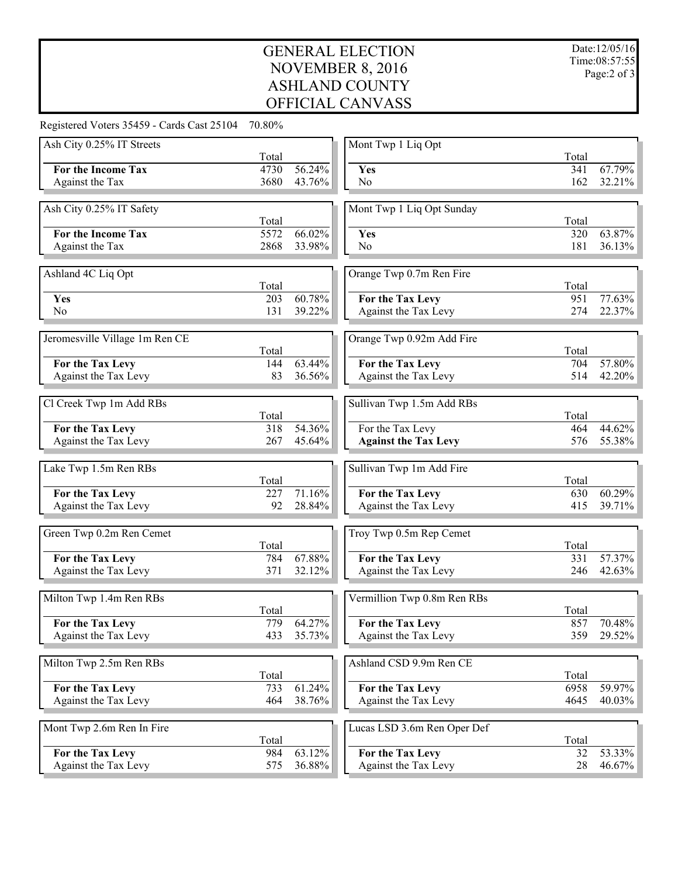# GENERAL ELECTION
# NOVEMBER 8, 2016
# ASHLAND COUNTY
# OFFICIAL CANVASS

Date:12/05/16
Time:08:57:55

Registered Voters 35459 - Cards Cast 25104 70.80%

| Ash City 0.25% IT Streets | Total | |
|---|---|---|
| **For the Income Tax** | 4730 | 56.24% |
| Against the Tax | 3680 | 43.76% |

| Ash City 0.25% IT Safety | Total | |
|---|---|---|
| **For the Income Tax** | 5572 | 66.02% |
| Against the Tax | 2868 | 33.98% |

| Ashland 4C Liq Opt | Total | |
|---|---|---|
| **Yes** | 203 | 60.78% |
| No | 131 | 39.22% |

| Jeromesville Village 1m Ren CE | Total | |
|---|---|---|
| **For the Tax Levy** | 144 | 63.44% |
| Against the Tax Levy | 83 | 36.56% |

| Cl Creek Twp 1m Add RBs | Total | |
|---|---|---|
| **For the Tax Levy** | 318 | 54.36% |
| Against the Tax Levy | 267 | 45.64% |

| Lake Twp 1.5m Ren RBs | Total | |
|---|---|---|
| **For the Tax Levy** | 227 | 71.16% |
| Against the Tax Levy | 92 | 28.84% |

| Green Twp 0.2m Ren Cemet | Total | |
|---|---|---|
| **For the Tax Levy** | 784 | 67.88% |
| Against the Tax Levy | 371 | 32.12% |

| Milton Twp 1.4m Ren RBs | Total | |
|---|---|---|
| **For the Tax Levy** | 779 | 64.27% |
| Against the Tax Levy | 433 | 35.73% |

| Milton Twp 2.5m Ren RBs | Total | |
|---|---|---|
| **For the Tax Levy** | 733 | 61.24% |
| Against the Tax Levy | 464 | 38.76% |

| Mont Twp 2.6m Ren In Fire | Total | |
|---|---|---|
| **For the Tax Levy** | 984 | 63.12% |
| Against the Tax Levy | 575 | 36.88% |

| Mont Twp 1 Liq Opt | Total | |
|---|---|---|
| **Yes** | 341 | 67.79% |
| No | 162 | 32.21% |

| Mont Twp 1 Liq Opt Sunday | Total | |
|---|---|---|
| **Yes** | 320 | 63.87% |
| No | 181 | 36.13% |

| Orange Twp 0.7m Ren Fire | Total | |
|---|---|---|
| **For the Tax Levy** | 951 | 77.63% |
| Against the Tax Levy | 274 | 22.37% |

| Orange Twp 0.92m Add Fire | Total | |
|---|---|---|
| **For the Tax Levy** | 704 | 57.80% |
| Against the Tax Levy | 514 | 42.20% |

| Sullivan Twp 1.5m Add RBs | Total | |
|---|---|---|
| For the Tax Levy | 464 | 44.62% |
| **Against the Tax Levy** | 576 | 55.38% |

| Sullivan Twp 1m Add Fire | Total | |
|---|---|---|
| **For the Tax Levy** | 630 | 60.29% |
| Against the Tax Levy | 415 | 39.71% |

| Troy Twp 0.5m Rep Cemet | Total | |
|---|---|---|
| **For the Tax Levy** | 331 | 57.37% |
| Against the Tax Levy | 246 | 42.63% |

| Vermillion Twp 0.8m Ren RBs | Total | |
|---|---|---|
| **For the Tax Levy** | 857 | 70.48% |
| Against the Tax Levy | 359 | 29.52% |

| Ashland CSD 9.9m Ren CE | Total | |
|---|---|---|
| **For the Tax Levy** | 6958 | 59.97% |
| Against the Tax Levy | 4645 | 40.03% |

| Lucas LSD 3.6m Ren Oper Def | Total | |
|---|---|---|
| **For the Tax Levy** | 32 | 53.33% |
| Against the Tax Levy | 28 | 46.67% |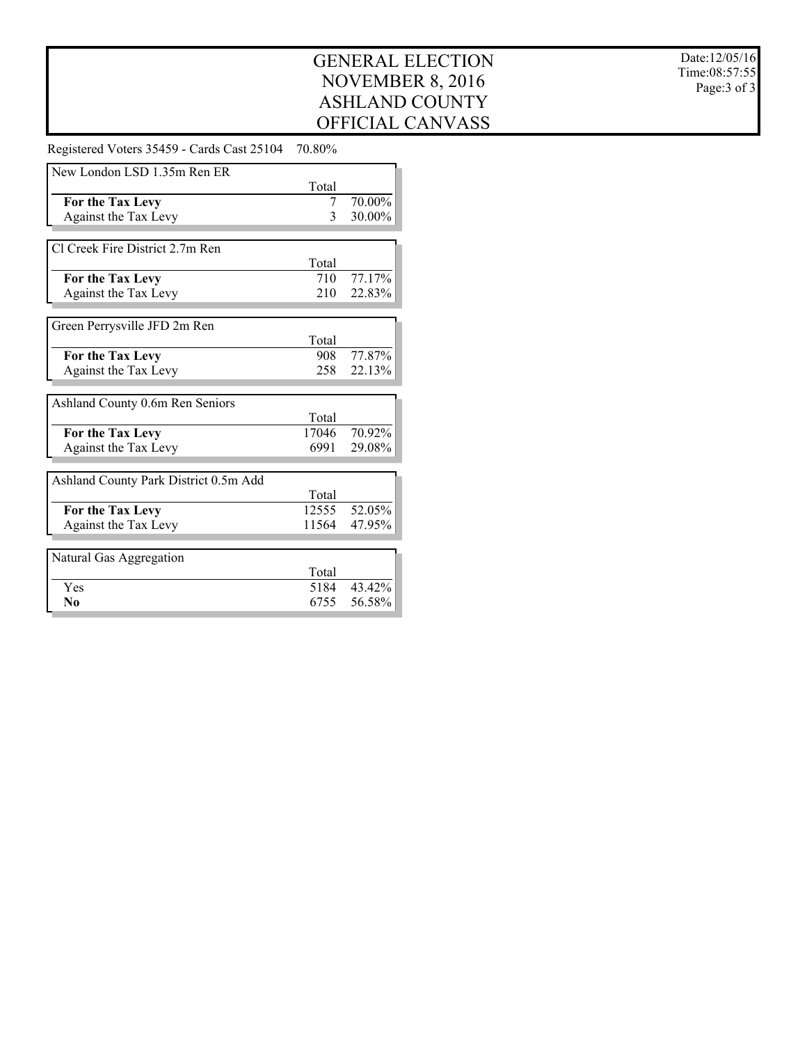# GENERAL ELECTION
# NOVEMBER 8, 2016
# ASHLAND COUNTY
# OFFICIAL CANVASS

Date:12/05/16
Time:08:57:55

Registered Voters 35459 - Cards Cast 25104 70.80%

| New London LSD 1.35m Ren ER | Total | |
|---|---|---|
| **For the Tax Levy** | 7 | 70.00% |
| Against the Tax Levy | 3 | 30.00% |

| Cl Creek Fire District 2.7m Ren | Total | |
|---|---|---|
| **For the Tax Levy** | 710 | 77.17% |
| Against the Tax Levy | 210 | 22.83% |

| Green Perrysville JFD 2m Ren | Total | |
|---|---|---|
| **For the Tax Levy** | 908 | 77.87% |
| Against the Tax Levy | 258 | 22.13% |

| Ashland County 0.6m Ren Seniors | Total | |
|---|---|---|
| **For the Tax Levy** | 17046 | 70.92% |
| Against the Tax Levy | 6991 | 29.08% |

| Ashland County Park District 0.5m Add | Total | |
|---|---|---|
| **For the Tax Levy** | 12555 | 52.05% |
| Against the Tax Levy | 11564 | 47.95% |

| Natural Gas Aggregation | Total | |
|---|---|---|
| Yes | 5184 | 43.42% |
| **No** | 6755 | 56.58% |